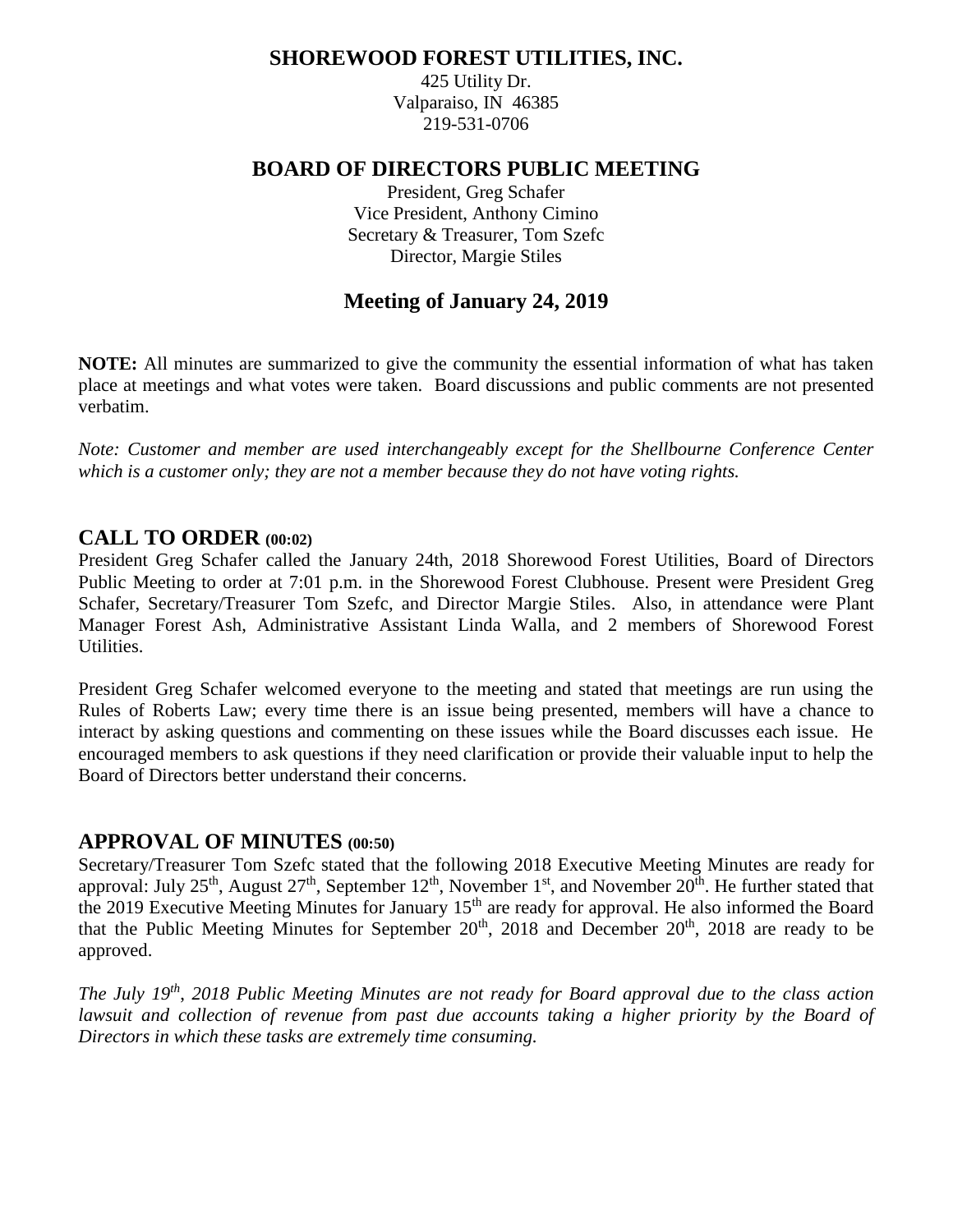# SHOREWOOD FOREST UTILITIES, INC.

425 Utility Dr.
Valparaiso, IN 46385
219-531-0706

## BOARD OF DIRECTORS PUBLIC MEETING

President, Greg Schafer
Vice President, Anthony Cimino
Secretary & Treasurer, Tom Szefc
Director, Margie Stiles

## Meeting of January 24, 2019

**NOTE:** All minutes are summarized to give the community the essential information of what has taken place at meetings and what votes were taken. Board discussions and public comments are not presented verbatim.

*Note: Customer and member are used interchangeably except for the Shellbourne Conference Center which is a customer only; they are not a member because they do not have voting rights.*

## CALL TO ORDER (00:02)

President Greg Schafer called the January 24th, 2018 Shorewood Forest Utilities, Board of Directors Public Meeting to order at 7:01 p.m. in the Shorewood Forest Clubhouse. Present were President Greg Schafer, Secretary/Treasurer Tom Szefc, and Director Margie Stiles. Also, in attendance were Plant Manager Forest Ash, Administrative Assistant Linda Walla, and 2 members of Shorewood Forest Utilities.

President Greg Schafer welcomed everyone to the meeting and stated that meetings are run using the Rules of Roberts Law; every time there is an issue being presented, members will have a chance to interact by asking questions and commenting on these issues while the Board discusses each issue. He encouraged members to ask questions if they need clarification or provide their valuable input to help the Board of Directors better understand their concerns.

## APPROVAL OF MINUTES (00:50)

Secretary/Treasurer Tom Szefc stated that the following 2018 Executive Meeting Minutes are ready for approval: July 25th, August 27th, September 12th, November 1st, and November 20th. He further stated that the 2019 Executive Meeting Minutes for January 15th are ready for approval. He also informed the Board that the Public Meeting Minutes for September 20th, 2018 and December 20th, 2018 are ready to be approved.

*The July 19th, 2018 Public Meeting Minutes are not ready for Board approval due to the class action lawsuit and collection of revenue from past due accounts taking a higher priority by the Board of Directors in which these tasks are extremely time consuming.*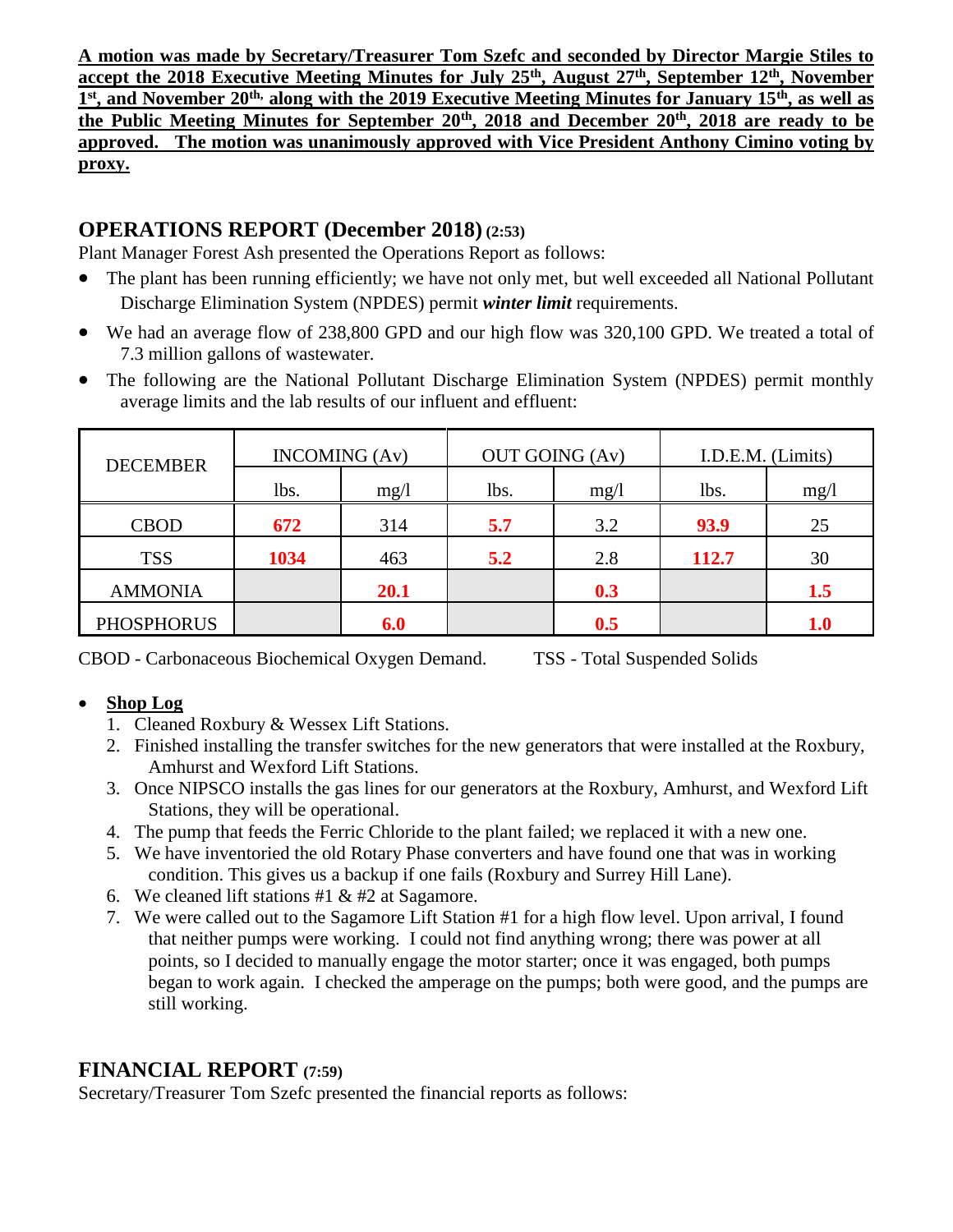**A motion was made by Secretary/Treasurer Tom Szefc and seconded by Director Margie Stiles to accept the 2018 Executive Meeting Minutes for July 25th, August 27th, September 12th, November 1st, and November 20th, along with the 2019 Executive Meeting Minutes for January 15th, as well as the Public Meeting Minutes for September 20th, 2018 and December 20th, 2018 are ready to be approved. The motion was unanimously approved with Vice President Anthony Cimino voting by proxy.**

## OPERATIONS REPORT (December 2018) (2:53)

Plant Manager Forest Ash presented the Operations Report as follows:

- The plant has been running efficiently; we have not only met, but well exceeded all National Pollutant Discharge Elimination System (NPDES) permit ***winter limit*** requirements.
- We had an average flow of 238,800 GPD and our high flow was 320,100 GPD. We treated a total of 7.3 million gallons of wastewater.
- The following are the National Pollutant Discharge Elimination System (NPDES) permit monthly average limits and the lab results of our influent and effluent:

| DECEMBER | INCOMING (Av) | | OUT GOING (Av) | | I.D.E.M. (Limits) | |
|---|---|---|---|---|---|---|
| | lbs. | mg/l | lbs. | mg/l | lbs. | mg/l |
| CBOD | **672** | 314 | **5.7** | 3.2 | **93.9** | 25 |
| TSS | **1034** | 463 | **5.2** | 2.8 | **112.7** | 30 |
| AMMONIA | | **20.1** | | **0.3** | | **1.5** |
| PHOSPHORUS | | **6.0** | | **0.5** | | **1.0** |

CBOD - Carbonaceous Biochemical Oxygen Demand. TSS - Total Suspended Solids

- **Shop Log**
  1. Cleaned Roxbury & Wessex Lift Stations.
  2. Finished installing the transfer switches for the new generators that were installed at the Roxbury, Amhurst and Wexford Lift Stations.
  3. Once NIPSCO installs the gas lines for our generators at the Roxbury, Amhurst, and Wexford Lift Stations, they will be operational.
  4. The pump that feeds the Ferric Chloride to the plant failed; we replaced it with a new one.
  5. We have inventoried the old Rotary Phase converters and have found one that was in working condition. This gives us a backup if one fails (Roxbury and Surrey Hill Lane).
  6. We cleaned lift stations #1 & #2 at Sagamore.
  7. We were called out to the Sagamore Lift Station #1 for a high flow level. Upon arrival, I found that neither pumps were working. I could not find anything wrong; there was power at all points, so I decided to manually engage the motor starter; once it was engaged, both pumps began to work again. I checked the amperage on the pumps; both were good, and the pumps are still working.

## FINANCIAL REPORT (7:59)

Secretary/Treasurer Tom Szefc presented the financial reports as follows: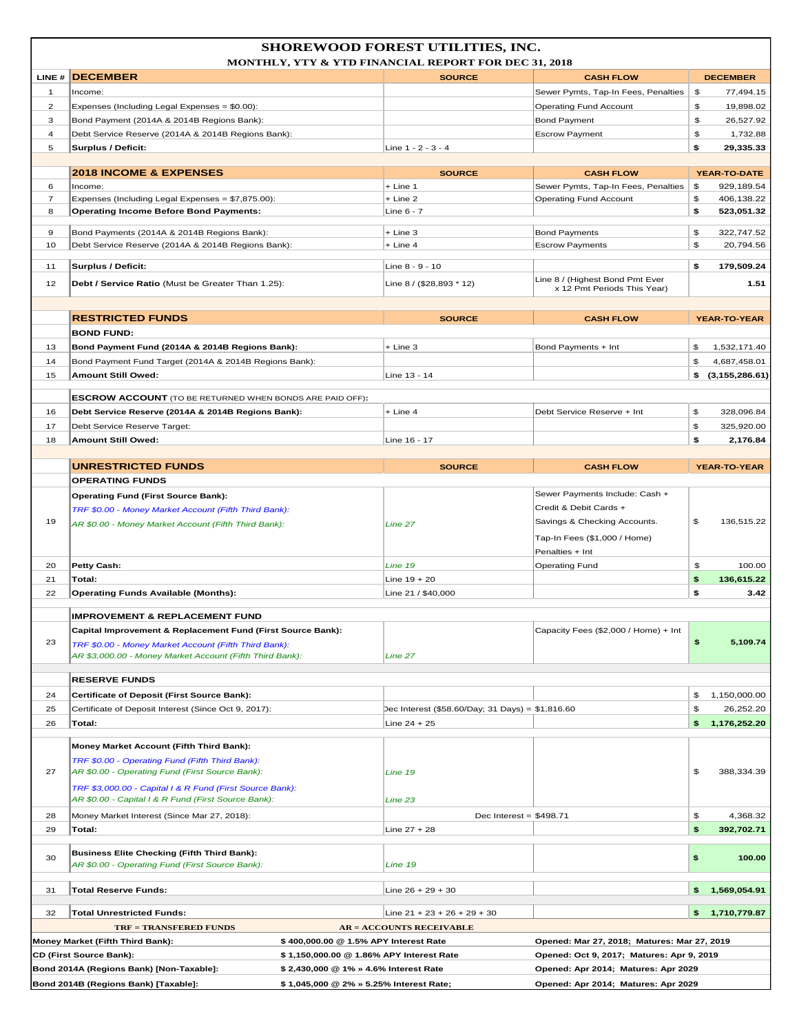# SHOREWOOD FOREST UTILITIES, INC.

## MONTHLY, YTY & YTD FINANCIAL REPORT FOR DEC 31, 2018

| LINE # | DECEMBER | SOURCE | CASH FLOW | DECEMBER |
|---|---|---|---|---|
| 1 | Income: | | Sewer Pymts, Tap-In Fees, Penalties | $ 77,494.15 |
| 2 | Expenses (Including Legal Expenses = $0.00): | | Operating Fund Account | $ 19,898.02 |
| 3 | Bond Payment (2014A & 2014B Regions Bank): | | Bond Payment | $ 26,527.92 |
| 4 | Debt Service Reserve (2014A & 2014B Regions Bank): | | Escrow Payment | $ 1,732.88 |
| 5 | **Surplus / Deficit:** | Line 1 - 2 - 3 - 4 | | **$ 29,335.33** |
| | **2018 INCOME & EXPENSES** | **SOURCE** | **CASH FLOW** | **YEAR-TO-DATE** |
| 6 | Income: | + Line 1 | Sewer Pymts, Tap-In Fees, Penalties | $ 929,189.54 |
| 7 | Expenses (Including Legal Expenses = $7,875.00): | + Line 2 | Operating Fund Account | $ 406,138.22 |
| 8 | **Operating Income Before Bond Payments:** | Line 6 - 7 | | **$ 523,051.32** |
| 9 | Bond Payments (2014A & 2014B Regions Bank): | + Line 3 | Bond Payments | $ 322,747.52 |
| 10 | Debt Service Reserve (2014A & 2014B Regions Bank): | + Line 4 | Escrow Payments | $ 20,794.56 |
| 11 | **Surplus / Deficit:** | Line 8 - 9 - 10 | | **$ 179,509.24** |
| 12 | **Debt / Service Ratio** (Must be Greater Than 1.25): | Line 8 / ($28,893 * 12) | Line 8 / (Highest Bond Pmt Ever x 12 Pmt Periods This Year) | **1.51** |
| | **RESTRICTED FUNDS** | **SOURCE** | **CASH FLOW** | **YEAR-TO-YEAR** |
| | **BOND FUND:** | | | |
| 13 | **Bond Payment Fund (2014A & 2014B Regions Bank):** | + Line 3 | Bond Payments + Int | $ 1,532,171.40 |
| 14 | Bond Payment Fund Target (2014A & 2014B Regions Bank): | | | $ 4,687,458.01 |
| 15 | **Amount Still Owed:** | Line 13 - 14 | | **$ (3,155,286.61)** |
| | **ESCROW ACCOUNT** (TO BE RETURNED WHEN BONDS ARE PAID OFF): | | | |
| 16 | **Debt Service Reserve (2014A & 2014B Regions Bank):** | + Line 4 | Debt Service Reserve + Int | $ 328,096.84 |
| 17 | Debt Service Reserve Target: | | | $ 325,920.00 |
| 18 | **Amount Still Owed:** | Line 16 - 17 | | **$ 2,176.84** |
| | **UNRESTRICTED FUNDS** | **SOURCE** | **CASH FLOW** | **YEAR-TO-YEAR** |
| | **OPERATING FUNDS** | | | |
| 19 | **Operating Fund (First Source Bank):** *TRF $0.00 - Money Market Account (Fifth Third Bank):* *AR $0.00 - Money Market Account (Fifth Third Bank):* | *Line 27* | Sewer Payments Include: Cash + Credit & Debit Cards + Savings & Checking Accounts. Tap-In Fees ($1,000 / Home) Penalties + Int | $ 136,515.22 |
| 20 | **Petty Cash:** | *Line 19* | Operating Fund | $ 100.00 |
| 21 | **Total:** | Line 19 + 20 | | **$ 136,615.22** |
| 22 | **Operating Funds Available (Months):** | Line 21 / $40,000 | | **$ 3.42** |
| | **IMPROVEMENT & REPLACEMENT FUND** | | | |
| 23 | **Capital Improvement & Replacement Fund (First Source Bank):** *TRF $0.00 - Money Market Account (Fifth Third Bank):* *AR $3,000.00 - Money Market Account (Fifth Third Bank):* | *Line 27* | Capacity Fees ($2,000 / Home) + Int | **$ 5,109.74** |
| | **RESERVE FUNDS** | | | |
| 24 | **Certificate of Deposit (First Source Bank):** | | | $ 1,150,000.00 |
| 25 | Certificate of Deposit Interest (Since Oct 9, 2017): | Dec Interest ($58.60/Day; 31 Days) = $1,816.60 | | $ 26,252.20 |
| 26 | **Total:** | Line 24 + 25 | | **$ 1,176,252.20** |
| 27 | **Money Market Account (Fifth Third Bank):** *TRF $0.00 - Operating Fund (Fifth Third Bank):* *AR $0.00 - Operating Fund (First Source Bank):* *TRF $3,000.00 - Capital I & R Fund (First Source Bank):* *AR $0.00 - Capital I & R Fund (First Source Bank):* | *Line 19* *Line 23* | | $ 388,334.39 |
| 28 | Money Market Interest (Since Mar 27, 2018): | Dec Interest = $498.71 | | $ 4,368.32 |
| 29 | **Total:** | Line 27 + 28 | | **$ 392,702.71** |
| 30 | **Business Elite Checking (Fifth Third Bank):** *AR $0.00 - Operating Fund (First Source Bank):* | *Line 19* | | **$ 100.00** |
| 31 | **Total Reserve Funds:** | Line 26 + 29 + 30 | | **$ 1,569,054.91** |
| 32 | **Total Unrestricted Funds:** | Line 21 + 23 + 26 + 29 + 30 | | **$ 1,710,779.87** |

**TRF = TRANSFERED FUNDS** **AR = ACCOUNTS RECEIVABLE**

| | | |
|---|---|---|
| **Money Market (Fifth Third Bank):** | **$ 400,000.00 @ 1.5% APY Interest Rate** | **Opened: Mar 27, 2018; Matures: Mar 27, 2019** |
| **CD (First Source Bank):** | **$ 1,150,000.00 @ 1.86% APY Interest Rate** | **Opened: Oct 9, 2017; Matures: Apr 9, 2019** |
| **Bond 2014A (Regions Bank) [Non-Taxable]:** | **$ 2,430,000 @ 1% » 4.6% Interest Rate** | **Opened: Apr 2014; Matures: Apr 2029** |
| **Bond 2014B (Regions Bank) [Taxable]:** | **$ 1,045,000 @ 2% » 5.25% Interest Rate;** | **Opened: Apr 2014; Matures: Apr 2029** |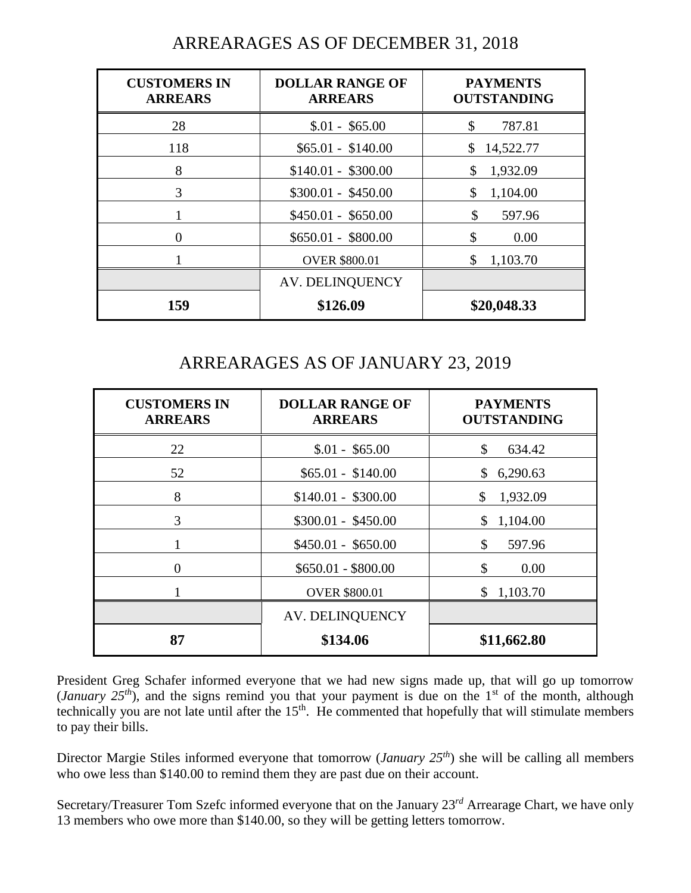## ARREARAGES AS OF DECEMBER 31, 2018

| CUSTOMERS IN ARREARS | DOLLAR RANGE OF ARREARS | PAYMENTS OUTSTANDING |
|---|---|---|
| 28 | $.01 - $65.00 | $ 787.81 |
| 118 | $65.01 - $140.00 | $ 14,522.77 |
| 8 | $140.01 - $300.00 | $ 1,932.09 |
| 3 | $300.01 - $450.00 | $ 1,104.00 |
| 1 | $450.01 - $650.00 | $ 597.96 |
| 0 | $650.01 - $800.00 | $ 0.00 |
| 1 | OVER $800.01 | $ 1,103.70 |
| | AV. DELINQUENCY | |
| **159** | **$126.09** | **$20,048.33** |

## ARREARAGES AS OF JANUARY 23, 2019

| CUSTOMERS IN ARREARS | DOLLAR RANGE OF ARREARS | PAYMENTS OUTSTANDING |
|---|---|---|
| 22 | $.01 - $65.00 | $ 634.42 |
| 52 | $65.01 - $140.00 | $ 6,290.63 |
| 8 | $140.01 - $300.00 | $ 1,932.09 |
| 3 | $300.01 - $450.00 | $ 1,104.00 |
| 1 | $450.01 - $650.00 | $ 597.96 |
| 0 | $650.01 - $800.00 | $ 0.00 |
| 1 | OVER $800.01 | $ 1,103.70 |
| | AV. DELINQUENCY | |
| **87** | **$134.06** | **$11,662.80** |

President Greg Schafer informed everyone that we had new signs made up, that will go up tomorrow (*January 25th*), and the signs remind you that your payment is due on the 1st of the month, although technically you are not late until after the 15th. He commented that hopefully that will stimulate members to pay their bills.

Director Margie Stiles informed everyone that tomorrow (*January 25th*) she will be calling all members who owe less than $140.00 to remind them they are past due on their account.

Secretary/Treasurer Tom Szefc informed everyone that on the January 23*rd* Arrearage Chart, we have only 13 members who owe more than $140.00, so they will be getting letters tomorrow.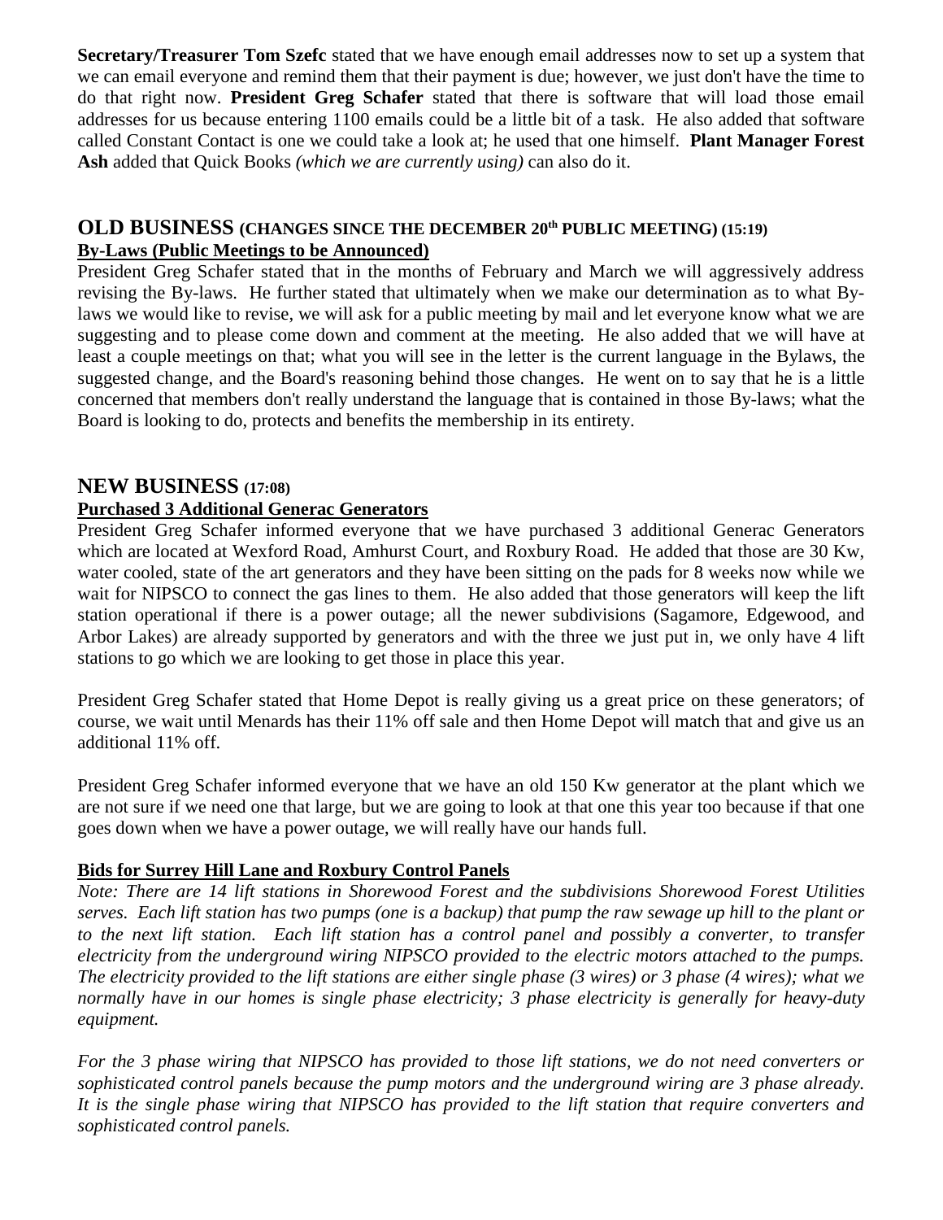**Secretary/Treasurer Tom Szefc** stated that we have enough email addresses now to set up a system that we can email everyone and remind them that their payment is due; however, we just don't have the time to do that right now. **President Greg Schafer** stated that there is software that will load those email addresses for us because entering 1100 emails could be a little bit of a task. He also added that software called Constant Contact is one we could take a look at; he used that one himself. **Plant Manager Forest Ash** added that Quick Books *(which we are currently using)* can also do it.

## OLD BUSINESS (CHANGES SINCE THE DECEMBER 20th PUBLIC MEETING) (15:19)

**By-Laws (Public Meetings to be Announced)**

President Greg Schafer stated that in the months of February and March we will aggressively address revising the By-laws. He further stated that ultimately when we make our determination as to what By-laws we would like to revise, we will ask for a public meeting by mail and let everyone know what we are suggesting and to please come down and comment at the meeting. He also added that we will have at least a couple meetings on that; what you will see in the letter is the current language in the Bylaws, the suggested change, and the Board's reasoning behind those changes. He went on to say that he is a little concerned that members don't really understand the language that is contained in those By-laws; what the Board is looking to do, protects and benefits the membership in its entirety.

## NEW BUSINESS (17:08)

**Purchased 3 Additional Generac Generators**

President Greg Schafer informed everyone that we have purchased 3 additional Generac Generators which are located at Wexford Road, Amhurst Court, and Roxbury Road. He added that those are 30 Kw, water cooled, state of the art generators and they have been sitting on the pads for 8 weeks now while we wait for NIPSCO to connect the gas lines to them. He also added that those generators will keep the lift station operational if there is a power outage; all the newer subdivisions (Sagamore, Edgewood, and Arbor Lakes) are already supported by generators and with the three we just put in, we only have 4 lift stations to go which we are looking to get those in place this year.

President Greg Schafer stated that Home Depot is really giving us a great price on these generators; of course, we wait until Menards has their 11% off sale and then Home Depot will match that and give us an additional 11% off.

President Greg Schafer informed everyone that we have an old 150 Kw generator at the plant which we are not sure if we need one that large, but we are going to look at that one this year too because if that one goes down when we have a power outage, we will really have our hands full.

**Bids for Surrey Hill Lane and Roxbury Control Panels**

*Note: There are 14 lift stations in Shorewood Forest and the subdivisions Shorewood Forest Utilities serves. Each lift station has two pumps (one is a backup) that pump the raw sewage up hill to the plant or to the next lift station. Each lift station has a control panel and possibly a converter, to transfer electricity from the underground wiring NIPSCO provided to the electric motors attached to the pumps. The electricity provided to the lift stations are either single phase (3 wires) or 3 phase (4 wires); what we normally have in our homes is single phase electricity; 3 phase electricity is generally for heavy-duty equipment.*

*For the 3 phase wiring that NIPSCO has provided to those lift stations, we do not need converters or sophisticated control panels because the pump motors and the underground wiring are 3 phase already. It is the single phase wiring that NIPSCO has provided to the lift station that require converters and sophisticated control panels.*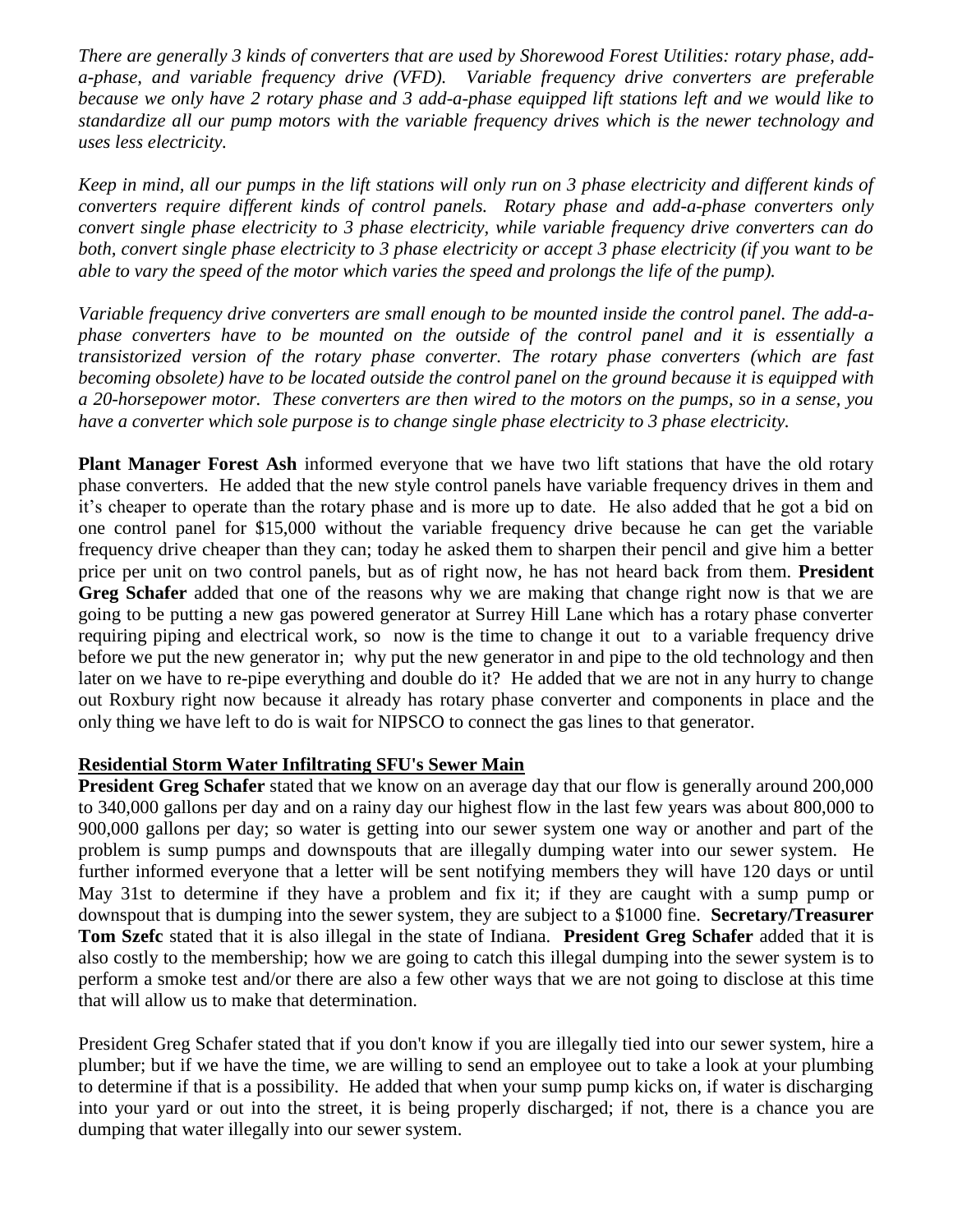*There are generally 3 kinds of converters that are used by Shorewood Forest Utilities: rotary phase, add-a-phase, and variable frequency drive (VFD). Variable frequency drive converters are preferable because we only have 2 rotary phase and 3 add-a-phase equipped lift stations left and we would like to standardize all our pump motors with the variable frequency drives which is the newer technology and uses less electricity.*

*Keep in mind, all our pumps in the lift stations will only run on 3 phase electricity and different kinds of converters require different kinds of control panels. Rotary phase and add-a-phase converters only convert single phase electricity to 3 phase electricity, while variable frequency drive converters can do both, convert single phase electricity to 3 phase electricity or accept 3 phase electricity (if you want to be able to vary the speed of the motor which varies the speed and prolongs the life of the pump).*

*Variable frequency drive converters are small enough to be mounted inside the control panel. The add-a-phase converters have to be mounted on the outside of the control panel and it is essentially a transistorized version of the rotary phase converter. The rotary phase converters (which are fast becoming obsolete) have to be located outside the control panel on the ground because it is equipped with a 20-horsepower motor. These converters are then wired to the motors on the pumps, so in a sense, you have a converter which sole purpose is to change single phase electricity to 3 phase electricity.*

**Plant Manager Forest Ash** informed everyone that we have two lift stations that have the old rotary phase converters. He added that the new style control panels have variable frequency drives in them and it's cheaper to operate than the rotary phase and is more up to date. He also added that he got a bid on one control panel for $15,000 without the variable frequency drive because he can get the variable frequency drive cheaper than they can; today he asked them to sharpen their pencil and give him a better price per unit on two control panels, but as of right now, he has not heard back from them. **President Greg Schafer** added that one of the reasons why we are making that change right now is that we are going to be putting a new gas powered generator at Surrey Hill Lane which has a rotary phase converter requiring piping and electrical work, so now is the time to change it out to a variable frequency drive before we put the new generator in; why put the new generator in and pipe to the old technology and then later on we have to re-pipe everything and double do it? He added that we are not in any hurry to change out Roxbury right now because it already has rotary phase converter and components in place and the only thing we have left to do is wait for NIPSCO to connect the gas lines to that generator.

**Residential Storm Water Infiltrating SFU's Sewer Main**

**President Greg Schafer** stated that we know on an average day that our flow is generally around 200,000 to 340,000 gallons per day and on a rainy day our highest flow in the last few years was about 800,000 to 900,000 gallons per day; so water is getting into our sewer system one way or another and part of the problem is sump pumps and downspouts that are illegally dumping water into our sewer system. He further informed everyone that a letter will be sent notifying members they will have 120 days or until May 31st to determine if they have a problem and fix it; if they are caught with a sump pump or downspout that is dumping into the sewer system, they are subject to a $1000 fine. **Secretary/Treasurer Tom Szefc** stated that it is also illegal in the state of Indiana. **President Greg Schafer** added that it is also costly to the membership; how we are going to catch this illegal dumping into the sewer system is to perform a smoke test and/or there are also a few other ways that we are not going to disclose at this time that will allow us to make that determination.

President Greg Schafer stated that if you don't know if you are illegally tied into our sewer system, hire a plumber; but if we have the time, we are willing to send an employee out to take a look at your plumbing to determine if that is a possibility. He added that when your sump pump kicks on, if water is discharging into your yard or out into the street, it is being properly discharged; if not, there is a chance you are dumping that water illegally into our sewer system.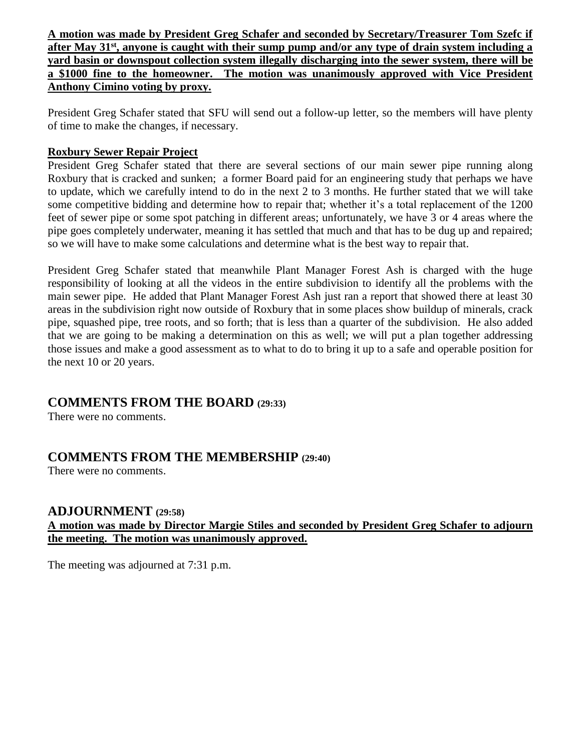**A motion was made by President Greg Schafer and seconded by Secretary/Treasurer Tom Szefc if after May 31st, anyone is caught with their sump pump and/or any type of drain system including a yard basin or downspout collection system illegally discharging into the sewer system, there will be a $1000 fine to the homeowner. The motion was unanimously approved with Vice President Anthony Cimino voting by proxy.**

President Greg Schafer stated that SFU will send out a follow-up letter, so the members will have plenty of time to make the changes, if necessary.

**Roxbury Sewer Repair Project**

President Greg Schafer stated that there are several sections of our main sewer pipe running along Roxbury that is cracked and sunken; a former Board paid for an engineering study that perhaps we have to update, which we carefully intend to do in the next 2 to 3 months. He further stated that we will take some competitive bidding and determine how to repair that; whether it's a total replacement of the 1200 feet of sewer pipe or some spot patching in different areas; unfortunately, we have 3 or 4 areas where the pipe goes completely underwater, meaning it has settled that much and that has to be dug up and repaired; so we will have to make some calculations and determine what is the best way to repair that.

President Greg Schafer stated that meanwhile Plant Manager Forest Ash is charged with the huge responsibility of looking at all the videos in the entire subdivision to identify all the problems with the main sewer pipe. He added that Plant Manager Forest Ash just ran a report that showed there at least 30 areas in the subdivision right now outside of Roxbury that in some places show buildup of minerals, crack pipe, squashed pipe, tree roots, and so forth; that is less than a quarter of the subdivision. He also added that we are going to be making a determination on this as well; we will put a plan together addressing those issues and make a good assessment as to what to do to bring it up to a safe and operable position for the next 10 or 20 years.

## COMMENTS FROM THE BOARD (29:33)

There were no comments.

## COMMENTS FROM THE MEMBERSHIP (29:40)

There were no comments.

## ADJOURNMENT (29:58)

**A motion was made by Director Margie Stiles and seconded by President Greg Schafer to adjourn the meeting. The motion was unanimously approved.**

The meeting was adjourned at 7:31 p.m.